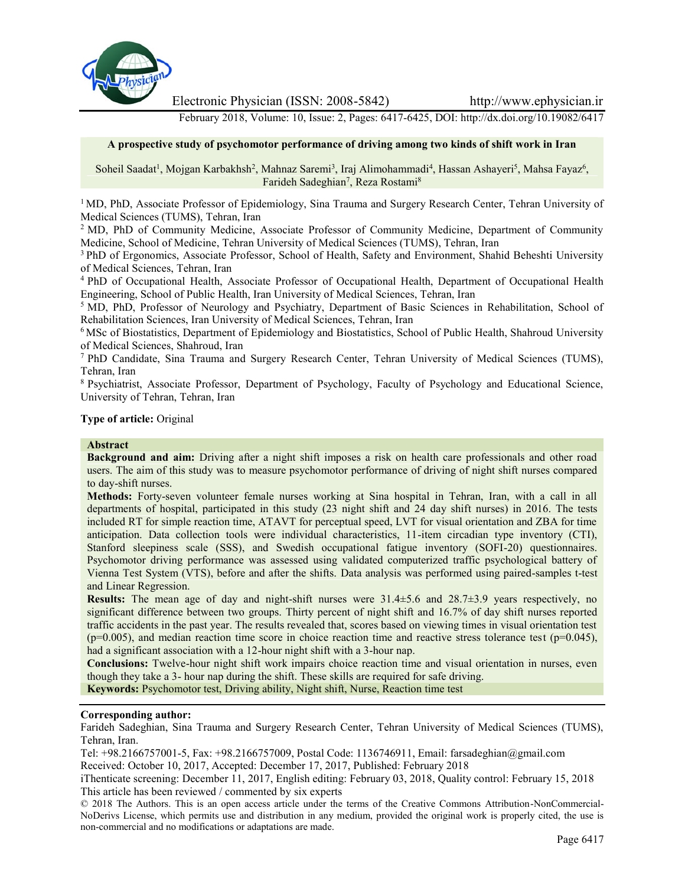# A prospective study of psychomotor performance of driving among two kinds of shift work in Iran

Soheil Saadat[1], Mojgan Karbakhsh[2], Mahnaz Saremi[3], Iraj Alimohammadi[4], Hassan Ashayeri[5], Mahsa Fayaz[6], Farideh Sadeghian[7], Reza Rostami[8]

[1] MD, PhD, Associate Professor of Epidemiology, Sina Trauma and Surgery Research Center, Tehran University of Medical Sciences (TUMS), Tehran, Iran

[2] MD, PhD of Community Medicine, Associate Professor of Community Medicine, Department of Community Medicine, School of Medicine, Tehran University of Medical Sciences (TUMS), Tehran, Iran

[3] PhD of Ergonomics, Associate Professor, School of Health, Safety and Environment, Shahid Beheshti University of Medical Sciences, Tehran, Iran

[4] PhD of Occupational Health, Associate Professor of Occupational Health, Department of Occupational Health Engineering, School of Public Health, Iran University of Medical Sciences, Tehran, Iran

[5] MD, PhD, Professor of Neurology and Psychiatry, Department of Basic Sciences in Rehabilitation, School of Rehabilitation Sciences, Iran University of Medical Sciences, Tehran, Iran

[6] MSc of Biostatistics, Department of Epidemiology and Biostatistics, School of Public Health, Shahroud University of Medical Sciences, Shahroud, Iran

[7] PhD Candidate, Sina Trauma and Surgery Research Center, Tehran University of Medical Sciences (TUMS), Tehran, Iran

[8] Psychiatrist, Associate Professor, Department of Psychology, Faculty of Psychology and Educational Science, University of Tehran, Tehran, Iran

**Type of article:** Original

## Abstract

**Background and aim:** Driving after a night shift imposes a risk on health care professionals and other road users. The aim of this study was to measure psychomotor performance of driving of night shift nurses compared to day-shift nurses.

**Methods:** Forty-seven volunteer female nurses working at Sina hospital in Tehran, Iran, with a call in all departments of hospital, participated in this study (23 night shift and 24 day shift nurses) in 2016. The tests included RT for simple reaction time, ATAVT for perceptual speed, LVT for visual orientation and ZBA for time anticipation. Data collection tools were individual characteristics, 11-item circadian type inventory (CTI), Stanford sleepiness scale (SSS), and Swedish occupational fatigue inventory (SOFI-20) questionnaires. Psychomotor driving performance was assessed using validated computerized traffic psychological battery of Vienna Test System (VTS), before and after the shifts. Data analysis was performed using paired-samples t-test and Linear Regression.

**Results:** The mean age of day and night-shift nurses were 31.4±5.6 and 28.7±3.9 years respectively, no significant difference between two groups. Thirty percent of night shift and 16.7% of day shift nurses reported traffic accidents in the past year. The results revealed that, scores based on viewing times in visual orientation test ($p=0.005$), and median reaction time score in choice reaction time and reactive stress tolerance test ($p=0.045$), had a significant association with a 12-hour night shift with a 3-hour nap.

**Conclusions:** Twelve-hour night shift work impairs choice reaction time and visual orientation in nurses, even though they take a 3- hour nap during the shift. These skills are required for safe driving.

**Keywords:** Psychomotor test, Driving ability, Night shift, Nurse, Reaction time test

**Corresponding author:**

Farideh Sadeghian, Sina Trauma and Surgery Research Center, Tehran University of Medical Sciences (TUMS), Tehran, Iran.

Tel: +98.2166757001-5, Fax: +98.2166757009, Postal Code: 1136746911, Email: farsadeghian@gmail.com

Received: October 10, 2017, Accepted: December 17, 2017, Published: February 2018

iThenticate screening: December 11, 2017, English editing: February 03, 2018, Quality control: February 15, 2018

This article has been reviewed / commented by six experts

© 2018 The Authors. This is an open access article under the terms of the Creative Commons Attribution-NonCommercial-NoDerivs License, which permits use and distribution in any medium, provided the original work is properly cited, the use is non-commercial and no modifications or adaptations are made.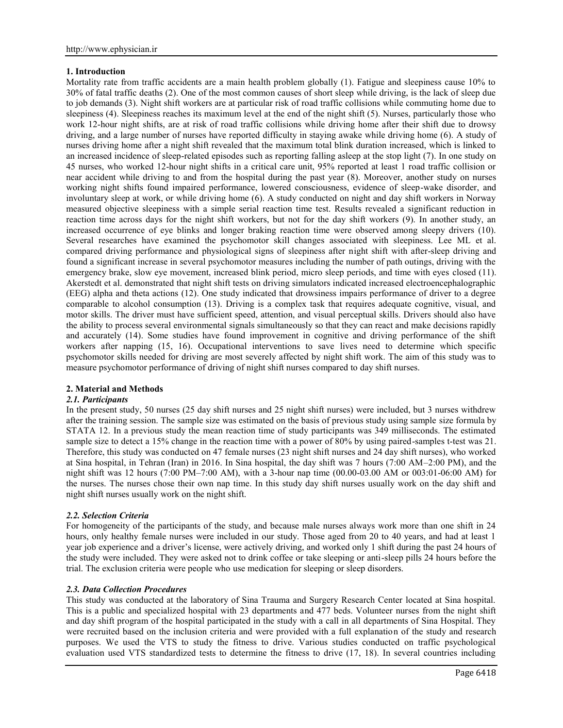## 1. Introduction

Mortality rate from traffic accidents are a main health problem globally (1). Fatigue and sleepiness cause 10% to 30% of fatal traffic deaths (2). One of the most common causes of short sleep while driving, is the lack of sleep due to job demands (3). Night shift workers are at particular risk of road traffic collisions while commuting home due to sleepiness (4). Sleepiness reaches its maximum level at the end of the night shift (5). Nurses, particularly those who work 12-hour night shifts, are at risk of road traffic collisions while driving home after their shift due to drowsy driving, and a large number of nurses have reported difficulty in staying awake while driving home (6). A study of nurses driving home after a night shift revealed that the maximum total blink duration increased, which is linked to an increased incidence of sleep-related episodes such as reporting falling asleep at the stop light (7). In one study on 45 nurses, who worked 12-hour night shifts in a critical care unit, 95% reported at least 1 road traffic collision or near accident while driving to and from the hospital during the past year (8). Moreover, another study on nurses working night shifts found impaired performance, lowered consciousness, evidence of sleep-wake disorder, and involuntary sleep at work, or while driving home (6). A study conducted on night and day shift workers in Norway measured objective sleepiness with a simple serial reaction time test. Results revealed a significant reduction in reaction time across days for the night shift workers, but not for the day shift workers (9). In another study, an increased occurrence of eye blinks and longer braking reaction time were observed among sleepy drivers (10). Several researches have examined the psychomotor skill changes associated with sleepiness. Lee ML et al. compared driving performance and physiological signs of sleepiness after night shift with after-sleep driving and found a significant increase in several psychomotor measures including the number of path outings, driving with the emergency brake, slow eye movement, increased blink period, micro sleep periods, and time with eyes closed (11). Akerstedt et al. demonstrated that night shift tests on driving simulators indicated increased electroencephalographic (EEG) alpha and theta actions (12). One study indicated that drowsiness impairs performance of driver to a degree comparable to alcohol consumption (13). Driving is a complex task that requires adequate cognitive, visual, and motor skills. The driver must have sufficient speed, attention, and visual perceptual skills. Drivers should also have the ability to process several environmental signals simultaneously so that they can react and make decisions rapidly and accurately (14). Some studies have found improvement in cognitive and driving performance of the shift workers after napping (15, 16). Occupational interventions to save lives need to determine which specific psychomotor skills needed for driving are most severely affected by night shift work. The aim of this study was to measure psychomotor performance of driving of night shift nurses compared to day shift nurses.

## 2. Material and Methods

### *2.1. Participants*

In the present study, 50 nurses (25 day shift nurses and 25 night shift nurses) were included, but 3 nurses withdrew after the training session. The sample size was estimated on the basis of previous study using sample size formula by STATA 12. In a previous study the mean reaction time of study participants was 349 milliseconds. The estimated sample size to detect a 15% change in the reaction time with a power of 80% by using paired-samples t-test was 21. Therefore, this study was conducted on 47 female nurses (23 night shift nurses and 24 day shift nurses), who worked at Sina hospital, in Tehran (Iran) in 2016. In Sina hospital, the day shift was 7 hours (7:00 AM–2:00 PM), and the night shift was 12 hours (7:00 PM–7:00 AM), with a 3-hour nap time (00.00-03.00 AM or 003:01-06:00 AM) for the nurses. The nurses chose their own nap time. In this study day shift nurses usually work on the day shift and night shift nurses usually work on the night shift.

### *2.2. Selection Criteria*

For homogeneity of the participants of the study, and because male nurses always work more than one shift in 24 hours, only healthy female nurses were included in our study. Those aged from 20 to 40 years, and had at least 1 year job experience and a driver's license, were actively driving, and worked only 1 shift during the past 24 hours of the study were included. They were asked not to drink coffee or take sleeping or anti-sleep pills 24 hours before the trial. The exclusion criteria were people who use medication for sleeping or sleep disorders.

### *2.3. Data Collection Procedures*

This study was conducted at the laboratory of Sina Trauma and Surgery Research Center located at Sina hospital. This is a public and specialized hospital with 23 departments and 477 beds. Volunteer nurses from the night shift and day shift program of the hospital participated in the study with a call in all departments of Sina Hospital. They were recruited based on the inclusion criteria and were provided with a full explanation of the study and research purposes. We used the VTS to study the fitness to drive. Various studies conducted on traffic psychological evaluation used VTS standardized tests to determine the fitness to drive (17, 18). In several countries including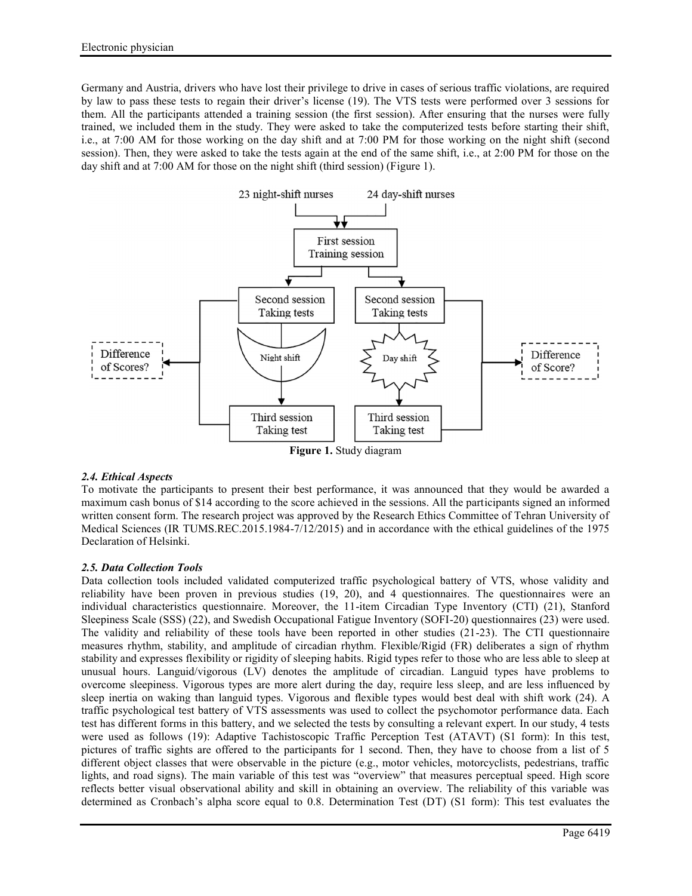Germany and Austria, drivers who have lost their privilege to drive in cases of serious traffic violations, are required by law to pass these tests to regain their driver's license (19). The VTS tests were performed over 3 sessions for them. All the participants attended a training session (the first session). After ensuring that the nurses were fully trained, we included them in the study. They were asked to take the computerized tests before starting their shift, i.e., at 7:00 AM for those working on the day shift and at 7:00 PM for those working on the night shift (second session). Then, they were asked to take the tests again at the end of the same shift, i.e., at 2:00 PM for those on the day shift and at 7:00 AM for those on the night shift (third session) (Figure 1).

**Figure 1.** Study diagram

### *2.4. Ethical Aspects*

To motivate the participants to present their best performance, it was announced that they would be awarded a maximum cash bonus of $14 according to the score achieved in the sessions. All the participants signed an informed written consent form. The research project was approved by the Research Ethics Committee of Tehran University of Medical Sciences (IR TUMS.REC.2015.1984-7/12/2015) and in accordance with the ethical guidelines of the 1975 Declaration of Helsinki.

### *2.5. Data Collection Tools*

Data collection tools included validated computerized traffic psychological battery of VTS, whose validity and reliability have been proven in previous studies (19, 20), and 4 questionnaires. The questionnaires were an individual characteristics questionnaire. Moreover, the 11-item Circadian Type Inventory (CTI) (21), Stanford Sleepiness Scale (SSS) (22), and Swedish Occupational Fatigue Inventory (SOFI-20) questionnaires (23) were used. The validity and reliability of these tools have been reported in other studies (21-23). The CTI questionnaire measures rhythm, stability, and amplitude of circadian rhythm. Flexible/Rigid (FR) deliberates a sign of rhythm stability and expresses flexibility or rigidity of sleeping habits. Rigid types refer to those who are less able to sleep at unusual hours. Languid/vigorous (LV) denotes the amplitude of circadian. Languid types have problems to overcome sleepiness. Vigorous types are more alert during the day, require less sleep, and are less influenced by sleep inertia on waking than languid types. Vigorous and flexible types would best deal with shift work (24). A traffic psychological test battery of VTS assessments was used to collect the psychomotor performance data. Each test has different forms in this battery, and we selected the tests by consulting a relevant expert. In our study, 4 tests were used as follows (19): Adaptive Tachistoscopic Traffic Perception Test (ATAVT) (S1 form): In this test, pictures of traffic sights are offered to the participants for 1 second. Then, they have to choose from a list of 5 different object classes that were observable in the picture (e.g., motor vehicles, motorcyclists, pedestrians, traffic lights, and road signs). The main variable of this test was "overview" that measures perceptual speed. High score reflects better visual observational ability and skill in obtaining an overview. The reliability of this variable was determined as Cronbach's alpha score equal to 0.8. Determination Test (DT) (S1 form): This test evaluates the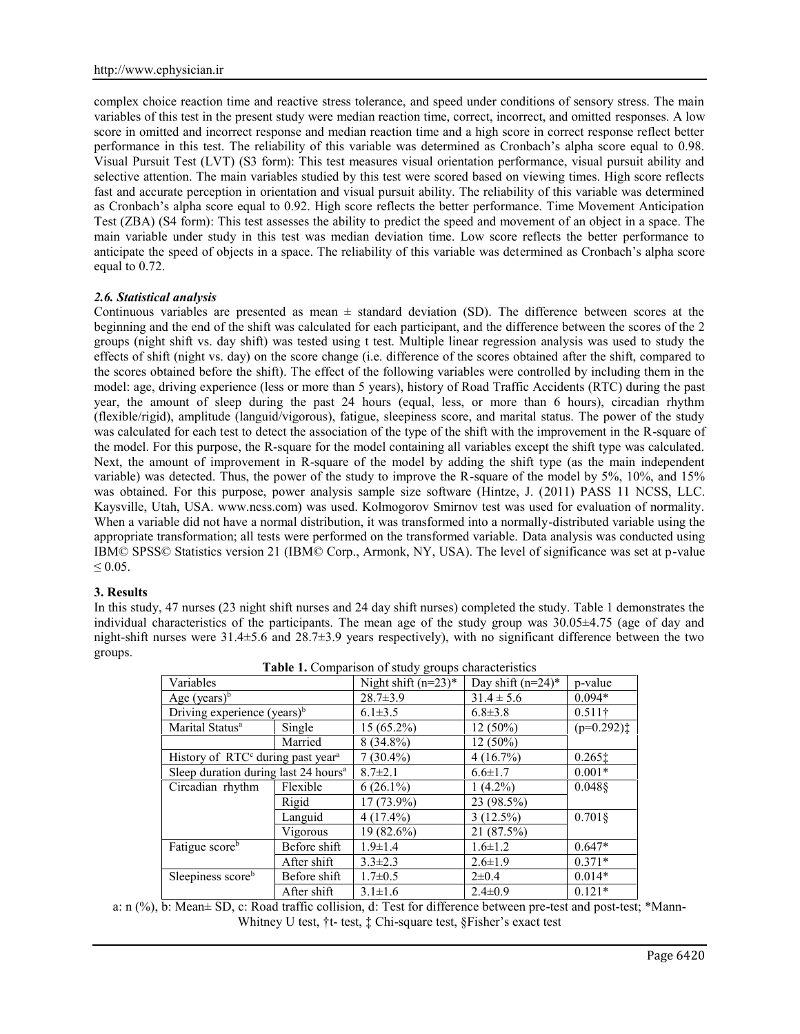complex choice reaction time and reactive stress tolerance, and speed under conditions of sensory stress. The main variables of this test in the present study were median reaction time, correct, incorrect, and omitted responses. A low score in omitted and incorrect response and median reaction time and a high score in correct response reflect better performance in this test. The reliability of this variable was determined as Cronbach's alpha score equal to 0.98. Visual Pursuit Test (LVT) (S3 form): This test measures visual orientation performance, visual pursuit ability and selective attention. The main variables studied by this test were scored based on viewing times. High score reflects fast and accurate perception in orientation and visual pursuit ability. The reliability of this variable was determined as Cronbach's alpha score equal to 0.92. High score reflects the better performance. Time Movement Anticipation Test (ZBA) (S4 form): This test assesses the ability to predict the speed and movement of an object in a space. The main variable under study in this test was median deviation time. Low score reflects the better performance to anticipate the speed of objects in a space. The reliability of this variable was determined as Cronbach's alpha score equal to 0.72.

### *2.6. Statistical analysis*

Continuous variables are presented as mean ± standard deviation (SD). The difference between scores at the beginning and the end of the shift was calculated for each participant, and the difference between the scores of the 2 groups (night shift vs. day shift) was tested using t test. Multiple linear regression analysis was used to study the effects of shift (night vs. day) on the score change (i.e. difference of the scores obtained after the shift, compared to the scores obtained before the shift). The effect of the following variables were controlled by including them in the model: age, driving experience (less or more than 5 years), history of Road Traffic Accidents (RTC) during the past year, the amount of sleep during the past 24 hours (equal, less, or more than 6 hours), circadian rhythm (flexible/rigid), amplitude (languid/vigorous), fatigue, sleepiness score, and marital status. The power of the study was calculated for each test to detect the association of the type of the shift with the improvement in the R-square of the model. For this purpose, the R-square for the model containing all variables except the shift type was calculated. Next, the amount of improvement in R-square of the model by adding the shift type (as the main independent variable) was detected. Thus, the power of the study to improve the R-square of the model by 5%, 10%, and 15% was obtained. For this purpose, power analysis sample size software (Hintze, J. (2011) PASS 11 NCSS, LLC. Kaysville, Utah, USA. www.ncss.com) was used. Kolmogorov Smirnov test was used for evaluation of normality. When a variable did not have a normal distribution, it was transformed into a normally-distributed variable using the appropriate transformation; all tests were performed on the transformed variable. Data analysis was conducted using IBM© SPSS© Statistics version 21 (IBM© Corp., Armonk, NY, USA). The level of significance was set at p-value ≤ 0.05.

## 3. Results

In this study, 47 nurses (23 night shift nurses and 24 day shift nurses) completed the study. Table 1 demonstrates the individual characteristics of the participants. The mean age of the study group was 30.05±4.75 (age of day and night-shift nurses were 31.4±5.6 and 28.7±3.9 years respectively), with no significant difference between the two groups.

**Table 1.** Comparison of study groups characteristics

| Variables | | Night shift (n=23)* | Day shift (n=24)* | p-value |
|---|---|---|---|---|
| Age (years)[b] | | 28.7±3.9 | 31.4 ± 5.6 | 0.094* |
| Driving experience (years)[b] | | 6.1±3.5 | 6.8±3.8 | 0.511† |
| Marital Status[a] | Single | 15 (65.2%) | 12 (50%) | (p=0.292)‡ |
| | Married | 8 (34.8%) | 12 (50%) | |
| History of RTC[c] during past year[a] | | 7 (30.4%) | 4 (16.7%) | 0.265‡ |
| Sleep duration during last 24 hours[a] | | 8.7±2.1 | 6.6±1.7 | 0.001* |
| Circadian rhythm | Flexible | 6 (26.1%) | 1 (4.2%) | 0.048§ |
| | Rigid | 17 (73.9%) | 23 (98.5%) | |
| | Languid | 4 (17.4%) | 3 (12.5%) | 0.701§ |
| | Vigorous | 19 (82.6%) | 21 (87.5%) | |
| Fatigue score[b] | Before shift | 1.9±1.4 | 1.6±1.2 | 0.647* |
| | After shift | 3.3±2.3 | 2.6±1.9 | 0.371* |
| Sleepiness score[b] | Before shift | 1.7±0.5 | 2±0.4 | 0.014* |
| | After shift | 3.1±1.6 | 2.4±0.9 | 0.121* |

a: n (%), b: Mean± SD, c: Road traffic collision, d: Test for difference between pre-test and post-test; *Mann-Whitney U test, †t- test, ‡ Chi-square test, §Fisher's exact test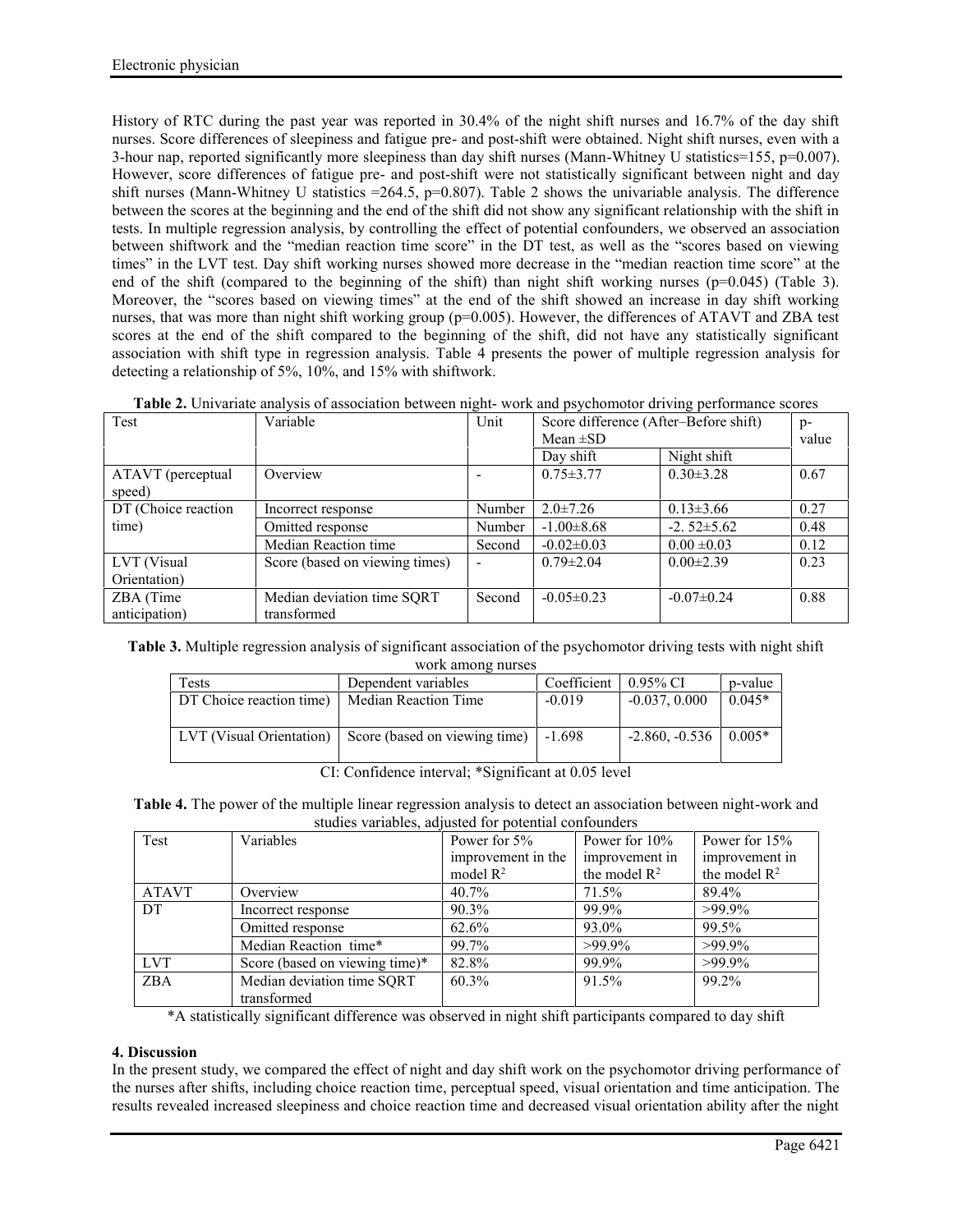History of RTC during the past year was reported in 30.4% of the night shift nurses and 16.7% of the day shift nurses. Score differences of sleepiness and fatigue pre- and post-shift were obtained. Night shift nurses, even with a 3-hour nap, reported significantly more sleepiness than day shift nurses (Mann-Whitney U statistics=155, p=0.007). However, score differences of fatigue pre- and post-shift were not statistically significant between night and day shift nurses (Mann-Whitney U statistics =264.5, p=0.807). Table 2 shows the univariable analysis. The difference between the scores at the beginning and the end of the shift did not show any significant relationship with the shift in tests. In multiple regression analysis, by controlling the effect of potential confounders, we observed an association between shiftwork and the "median reaction time score" in the DT test, as well as the "scores based on viewing times" in the LVT test. Day shift working nurses showed more decrease in the "median reaction time score" at the end of the shift (compared to the beginning of the shift) than night shift working nurses (p=0.045) (Table 3). Moreover, the "scores based on viewing times" at the end of the shift showed an increase in day shift working nurses, that was more than night shift working group (p=0.005). However, the differences of ATAVT and ZBA test scores at the end of the shift compared to the beginning of the shift, did not have any statistically significant association with shift type in regression analysis. Table 4 presents the power of multiple regression analysis for detecting a relationship of 5%, 10%, and 15% with shiftwork.

**Table 2.** Univariate analysis of association between night- work and psychomotor driving performance scores

| Test | Variable | Unit | Score difference (After–Before shift) Mean ±SD | | p-value |
|---|---|---|---|---|---|
| | | | Day shift | Night shift | |
| ATAVT (perceptual speed) | Overview | - | 0.75±3.77 | 0.30±3.28 | 0.67 |
| DT (Choice reaction time) | Incorrect response | Number | 2.0±7.26 | 0.13±3.66 | 0.27 |
| | Omitted response | Number | -1.00±8.68 | -2. 52±5.62 | 0.48 |
| | Median Reaction time | Second | -0.02±0.03 | 0.00 ±0.03 | 0.12 |
| LVT (Visual Orientation) | Score (based on viewing times) | - | 0.79±2.04 | 0.00±2.39 | 0.23 |
| ZBA (Time anticipation) | Median deviation time SQRT transformed | Second | -0.05±0.23 | -0.07±0.24 | 0.88 |

**Table 3.** Multiple regression analysis of significant association of the psychomotor driving tests with night shift work among nurses

| Tests | Dependent variables | Coefficient | 0.95% CI | p-value |
|---|---|---|---|---|
| DT Choice reaction time) | Median Reaction Time | -0.019 | -0.037, 0.000 | 0.045* |
| LVT (Visual Orientation) | Score (based on viewing time) | -1.698 | -2.860, -0.536 | 0.005* |

CI: Confidence interval; *Significant at 0.05 level

**Table 4.** The power of the multiple linear regression analysis to detect an association between night-work and studies variables, adjusted for potential confounders

| Test | Variables | Power for 5% improvement in the model $R^2$ | Power for 10% improvement in the model $R^2$ | Power for 15% improvement in the model $R^2$ |
|---|---|---|---|---|
| ATAVT | Overview | 40.7% | 71.5% | 89.4% |
| DT | Incorrect response | 90.3% | 99.9% | >99.9% |
| | Omitted response | 62.6% | 93.0% | 99.5% |
| | Median Reaction time* | 99.7% | >99.9% | >99.9% |
| LVT | Score (based on viewing time)* | 82.8% | 99.9% | >99.9% |
| ZBA | Median deviation time SQRT transformed | 60.3% | 91.5% | 99.2% |

*A statistically significant difference was observed in night shift participants compared to day shift

## 4. Discussion

In the present study, we compared the effect of night and day shift work on the psychomotor driving performance of the nurses after shifts, including choice reaction time, perceptual speed, visual orientation and time anticipation. The results revealed increased sleepiness and choice reaction time and decreased visual orientation ability after the night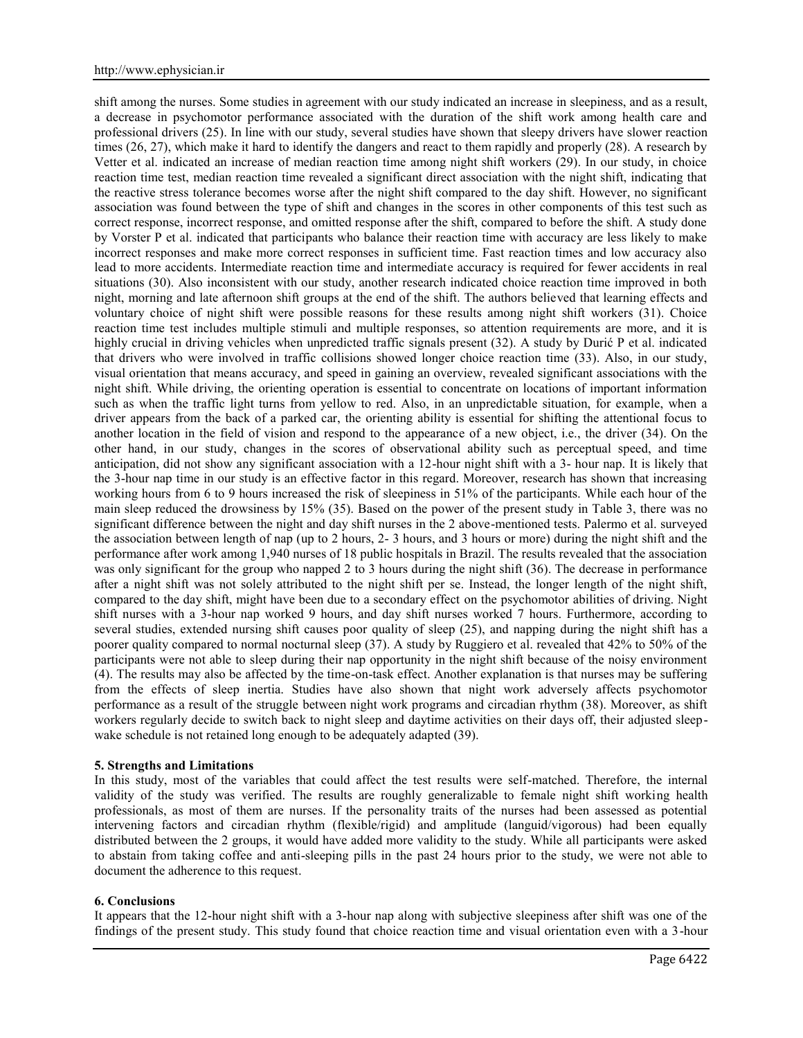shift among the nurses. Some studies in agreement with our study indicated an increase in sleepiness, and as a result, a decrease in psychomotor performance associated with the duration of the shift work among health care and professional drivers (25). In line with our study, several studies have shown that sleepy drivers have slower reaction times (26, 27), which make it hard to identify the dangers and react to them rapidly and properly (28). A research by Vetter et al. indicated an increase of median reaction time among night shift workers (29). In our study, in choice reaction time test, median reaction time revealed a significant direct association with the night shift, indicating that the reactive stress tolerance becomes worse after the night shift compared to the day shift. However, no significant association was found between the type of shift and changes in the scores in other components of this test such as correct response, incorrect response, and omitted response after the shift, compared to before the shift. A study done by Vorster P et al. indicated that participants who balance their reaction time with accuracy are less likely to make incorrect responses and make more correct responses in sufficient time. Fast reaction times and low accuracy also lead to more accidents. Intermediate reaction time and intermediate accuracy is required for fewer accidents in real situations (30). Also inconsistent with our study, another research indicated choice reaction time improved in both night, morning and late afternoon shift groups at the end of the shift. The authors believed that learning effects and voluntary choice of night shift were possible reasons for these results among night shift workers (31). Choice reaction time test includes multiple stimuli and multiple responses, so attention requirements are more, and it is highly crucial in driving vehicles when unpredicted traffic signals present (32). A study by Durić P et al. indicated that drivers who were involved in traffic collisions showed longer choice reaction time (33). Also, in our study, visual orientation that means accuracy, and speed in gaining an overview, revealed significant associations with the night shift. While driving, the orienting operation is essential to concentrate on locations of important information such as when the traffic light turns from yellow to red. Also, in an unpredictable situation, for example, when a driver appears from the back of a parked car, the orienting ability is essential for shifting the attentional focus to another location in the field of vision and respond to the appearance of a new object, i.e., the driver (34). On the other hand, in our study, changes in the scores of observational ability such as perceptual speed, and time anticipation, did not show any significant association with a 12-hour night shift with a 3- hour nap. It is likely that the 3-hour nap time in our study is an effective factor in this regard. Moreover, research has shown that increasing working hours from 6 to 9 hours increased the risk of sleepiness in 51% of the participants. While each hour of the main sleep reduced the drowsiness by 15% (35). Based on the power of the present study in Table 3, there was no significant difference between the night and day shift nurses in the 2 above-mentioned tests. Palermo et al. surveyed the association between length of nap (up to 2 hours, 2- 3 hours, and 3 hours or more) during the night shift and the performance after work among 1,940 nurses of 18 public hospitals in Brazil. The results revealed that the association was only significant for the group who napped 2 to 3 hours during the night shift (36). The decrease in performance after a night shift was not solely attributed to the night shift per se. Instead, the longer length of the night shift, compared to the day shift, might have been due to a secondary effect on the psychomotor abilities of driving. Night shift nurses with a 3-hour nap worked 9 hours, and day shift nurses worked 7 hours. Furthermore, according to several studies, extended nursing shift causes poor quality of sleep (25), and napping during the night shift has a poorer quality compared to normal nocturnal sleep (37). A study by Ruggiero et al. revealed that 42% to 50% of the participants were not able to sleep during their nap opportunity in the night shift because of the noisy environment (4). The results may also be affected by the time-on-task effect. Another explanation is that nurses may be suffering from the effects of sleep inertia. Studies have also shown that night work adversely affects psychomotor performance as a result of the struggle between night work programs and circadian rhythm (38). Moreover, as shift workers regularly decide to switch back to night sleep and daytime activities on their days off, their adjusted sleep-wake schedule is not retained long enough to be adequately adapted (39).

## 5. Strengths and Limitations

In this study, most of the variables that could affect the test results were self-matched. Therefore, the internal validity of the study was verified. The results are roughly generalizable to female night shift working health professionals, as most of them are nurses. If the personality traits of the nurses had been assessed as potential intervening factors and circadian rhythm (flexible/rigid) and amplitude (languid/vigorous) had been equally distributed between the 2 groups, it would have added more validity to the study. While all participants were asked to abstain from taking coffee and anti-sleeping pills in the past 24 hours prior to the study, we were not able to document the adherence to this request.

## 6. Conclusions

It appears that the 12-hour night shift with a 3-hour nap along with subjective sleepiness after shift was one of the findings of the present study. This study found that choice reaction time and visual orientation even with a 3-hour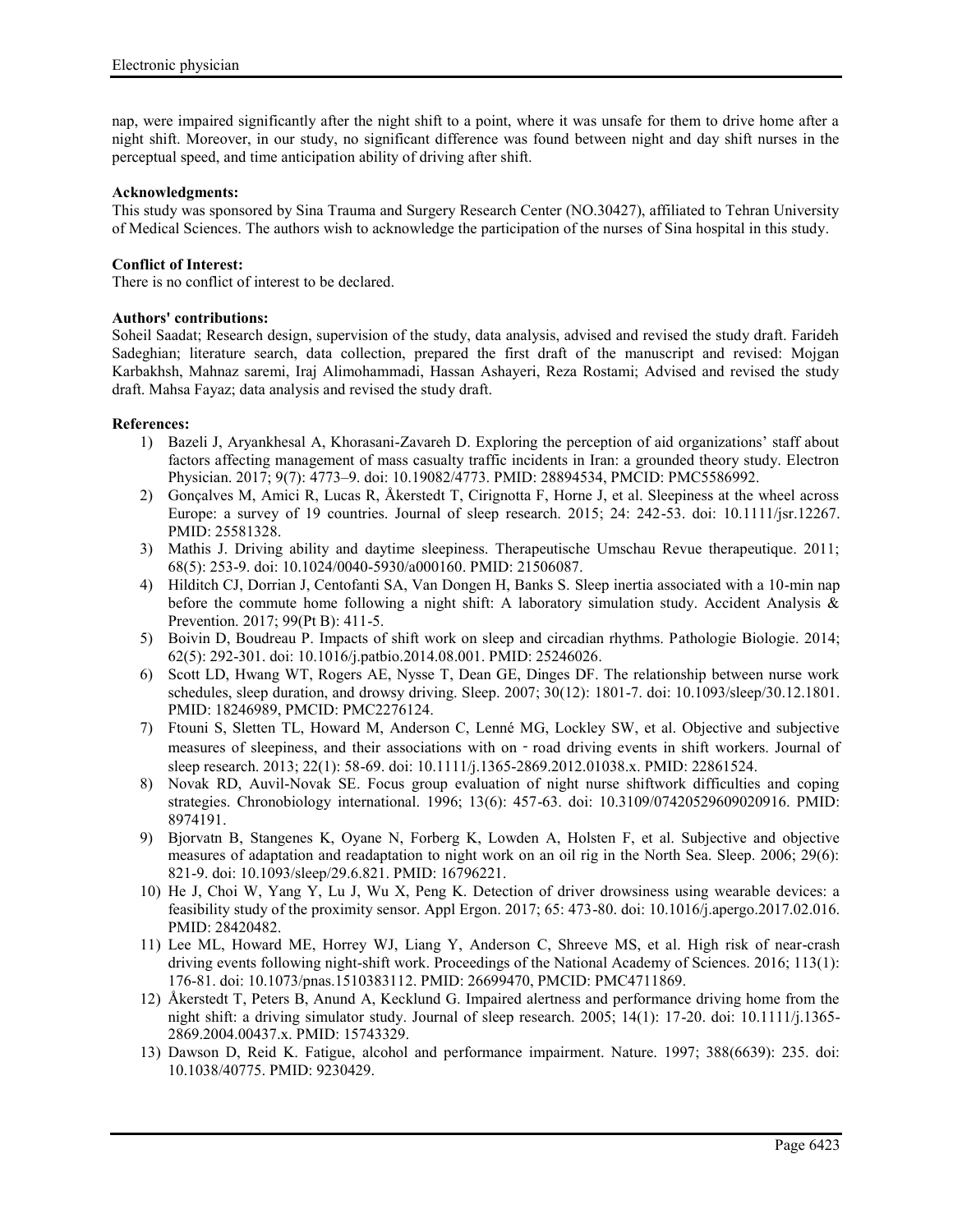nap, were impaired significantly after the night shift to a point, where it was unsafe for them to drive home after a night shift. Moreover, in our study, no significant difference was found between night and day shift nurses in the perceptual speed, and time anticipation ability of driving after shift.

**Acknowledgments:**

This study was sponsored by Sina Trauma and Surgery Research Center (NO.30427), affiliated to Tehran University of Medical Sciences. The authors wish to acknowledge the participation of the nurses of Sina hospital in this study.

**Conflict of Interest:**

There is no conflict of interest to be declared.

**Authors' contributions:**

Soheil Saadat; Research design, supervision of the study, data analysis, advised and revised the study draft. Farideh Sadeghian; literature search, data collection, prepared the first draft of the manuscript and revised: Mojgan Karbakhsh, Mahnaz saremi, Iraj Alimohammadi, Hassan Ashayeri, Reza Rostami; Advised and revised the study draft. Mahsa Fayaz; data analysis and revised the study draft.

**References:**

1) Bazeli J, Aryankhesal A, Khorasani-Zavareh D. Exploring the perception of aid organizations' staff about factors affecting management of mass casualty traffic incidents in Iran: a grounded theory study. Electron Physician. 2017; 9(7): 4773–9. doi: 10.19082/4773. PMID: 28894534, PMCID: PMC5586992.
2) Gonçalves M, Amici R, Lucas R, Åkerstedt T, Cirignotta F, Horne J, et al. Sleepiness at the wheel across Europe: a survey of 19 countries. Journal of sleep research. 2015; 24: 242-53. doi: 10.1111/jsr.12267. PMID: 25581328.
3) Mathis J. Driving ability and daytime sleepiness. Therapeutische Umschau Revue therapeutique. 2011; 68(5): 253-9. doi: 10.1024/0040-5930/a000160. PMID: 21506087.
4) Hilditch CJ, Dorrian J, Centofanti SA, Van Dongen H, Banks S. Sleep inertia associated with a 10-min nap before the commute home following a night shift: A laboratory simulation study. Accident Analysis & Prevention. 2017; 99(Pt B): 411-5.
5) Boivin D, Boudreau P. Impacts of shift work on sleep and circadian rhythms. Pathologie Biologie. 2014; 62(5): 292-301. doi: 10.1016/j.patbio.2014.08.001. PMID: 25246026.
6) Scott LD, Hwang WT, Rogers AE, Nysse T, Dean GE, Dinges DF. The relationship between nurse work schedules, sleep duration, and drowsy driving. Sleep. 2007; 30(12): 1801-7. doi: 10.1093/sleep/30.12.1801. PMID: 18246989, PMCID: PMC2276124.
7) Ftouni S, Sletten TL, Howard M, Anderson C, Lenné MG, Lockley SW, et al. Objective and subjective measures of sleepiness, and their associations with on‐road driving events in shift workers. Journal of sleep research. 2013; 22(1): 58-69. doi: 10.1111/j.1365-2869.2012.01038.x. PMID: 22861524.
8) Novak RD, Auvil-Novak SE. Focus group evaluation of night nurse shiftwork difficulties and coping strategies. Chronobiology international. 1996; 13(6): 457-63. doi: 10.3109/07420529609020916. PMID: 8974191.
9) Bjorvatn B, Stangenes K, Oyane N, Forberg K, Lowden A, Holsten F, et al. Subjective and objective measures of adaptation and readaptation to night work on an oil rig in the North Sea. Sleep. 2006; 29(6): 821-9. doi: 10.1093/sleep/29.6.821. PMID: 16796221.
10) He J, Choi W, Yang Y, Lu J, Wu X, Peng K. Detection of driver drowsiness using wearable devices: a feasibility study of the proximity sensor. Appl Ergon. 2017; 65: 473-80. doi: 10.1016/j.apergo.2017.02.016. PMID: 28420482.
11) Lee ML, Howard ME, Horrey WJ, Liang Y, Anderson C, Shreeve MS, et al. High risk of near-crash driving events following night-shift work. Proceedings of the National Academy of Sciences. 2016; 113(1): 176-81. doi: 10.1073/pnas.1510383112. PMID: 26699470, PMCID: PMC4711869.
12) Åkerstedt T, Peters B, Anund A, Kecklund G. Impaired alertness and performance driving home from the night shift: a driving simulator study. Journal of sleep research. 2005; 14(1): 17-20. doi: 10.1111/j.1365-2869.2004.00437.x. PMID: 15743329.
13) Dawson D, Reid K. Fatigue, alcohol and performance impairment. Nature. 1997; 388(6639): 235. doi: 10.1038/40775. PMID: 9230429.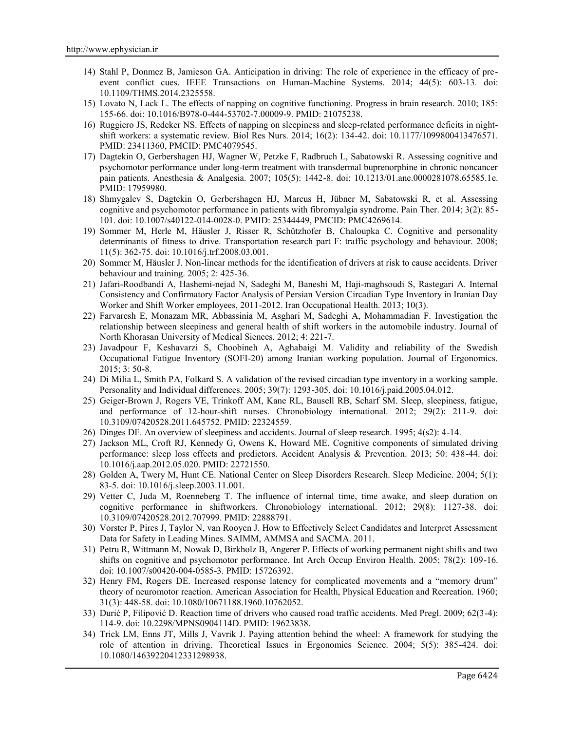14) Stahl P, Donmez B, Jamieson GA. Anticipation in driving: The role of experience in the efficacy of pre-event conflict cues. IEEE Transactions on Human-Machine Systems. 2014; 44(5): 603-13. doi: 10.1109/THMS.2014.2325558.
15) Lovato N, Lack L. The effects of napping on cognitive functioning. Progress in brain research. 2010; 185: 155-66. doi: 10.1016/B978-0-444-53702-7.00009-9. PMID: 21075238.
16) Ruggiero JS, Redeker NS. Effects of napping on sleepiness and sleep-related performance deficits in night-shift workers: a systematic review. Biol Res Nurs. 2014; 16(2): 134-42. doi: 10.1177/1099800413476571. PMID: 23411360, PMCID: PMC4079545.
17) Dagtekin O, Gerbershagen HJ, Wagner W, Petzke F, Radbruch L, Sabatowski R. Assessing cognitive and psychomotor performance under long-term treatment with transdermal buprenorphine in chronic noncancer pain patients. Anesthesia & Analgesia. 2007; 105(5): 1442-8. doi: 10.1213/01.ane.0000281078.65585.1e. PMID: 17959980.
18) Shmygalev S, Dagtekin O, Gerbershagen HJ, Marcus H, Jübner M, Sabatowski R, et al. Assessing cognitive and psychomotor performance in patients with fibromyalgia syndrome. Pain Ther. 2014; 3(2): 85-101. doi: 10.1007/s40122-014-0028-0. PMID: 25344449, PMCID: PMC4269614.
19) Sommer M, Herle M, Häusler J, Risser R, Schützhofer B, Chaloupka C. Cognitive and personality determinants of fitness to drive. Transportation research part F: traffic psychology and behaviour. 2008; 11(5): 362-75. doi: 10.1016/j.trf.2008.03.001.
20) Sommer M, Häusler J. Non-linear methods for the identification of drivers at risk to cause accidents. Driver behaviour and training. 2005; 2: 425-36.
21) Jafari-Roodbandi A, Hashemi-nejad N, Sadeghi M, Baneshi M, Haji-maghsoudi S, Rastegari A. Internal Consistency and Confirmatory Factor Analysis of Persian Version Circadian Type Inventory in Iranian Day Worker and Shift Worker employees, 2011-2012. Iran Occupational Health. 2013; 10(3).
22) Farvaresh E, Monazam MR, Abbassinia M, Asghari M, Sadeghi A, Mohammadian F. Investigation the relationship between sleepiness and general health of shift workers in the automobile industry. Journal of North Khorasan University of Medical Siences. 2012; 4: 221-7.
23) Javadpour F, Keshavarzi S, Choobineh A, Aghabaigi M. Validity and reliability of the Swedish Occupational Fatigue Inventory (SOFI-20) among Iranian working population. Journal of Ergonomics. 2015; 3: 50-8.
24) Di Milia L, Smith PA, Folkard S. A validation of the revised circadian type inventory in a working sample. Personality and Individual differences. 2005; 39(7): 1293-305. doi: 10.1016/j.paid.2005.04.012.
25) Geiger-Brown J, Rogers VE, Trinkoff AM, Kane RL, Bausell RB, Scharf SM. Sleep, sleepiness, fatigue, and performance of 12-hour-shift nurses. Chronobiology international. 2012; 29(2): 211-9. doi: 10.3109/07420528.2011.645752. PMID: 22324559.
26) Dinges DF. An overview of sleepiness and accidents. Journal of sleep research. 1995; 4(s2): 4-14.
27) Jackson ML, Croft RJ, Kennedy G, Owens K, Howard ME. Cognitive components of simulated driving performance: sleep loss effects and predictors. Accident Analysis & Prevention. 2013; 50: 438-44. doi: 10.1016/j.aap.2012.05.020. PMID: 22721550.
28) Golden A, Twery M, Hunt CE. National Center on Sleep Disorders Research. Sleep Medicine. 2004; 5(1): 83-5. doi: 10.1016/j.sleep.2003.11.001.
29) Vetter C, Juda M, Roenneberg T. The influence of internal time, time awake, and sleep duration on cognitive performance in shiftworkers. Chronobiology international. 2012; 29(8): 1127-38. doi: 10.3109/07420528.2012.707999. PMID: 22888791.
30) Vorster P, Pires J, Taylor N, van Rooyen J. How to Effectively Select Candidates and Interpret Assessment Data for Safety in Leading Mines. SAIMM, AMMSA and SACMA. 2011.
31) Petru R, Wittmann M, Nowak D, Birkholz B, Angerer P. Effects of working permanent night shifts and two shifts on cognitive and psychomotor performance. Int Arch Occup Environ Health. 2005; 78(2): 109-16. doi: 10.1007/s00420-004-0585-3. PMID: 15726392.
32) Henry FM, Rogers DE. Increased response latency for complicated movements and a "memory drum" theory of neuromotor reaction. American Association for Health, Physical Education and Recreation. 1960; 31(3): 448-58. doi: 10.1080/10671188.1960.10762052.
33) Durić P, Filipović D. Reaction time of drivers who caused road traffic accidents. Med Pregl. 2009; 62(3-4): 114-9. doi: 10.2298/MPNS0904114D. PMID: 19623838.
34) Trick LM, Enns JT, Mills J, Vavrik J. Paying attention behind the wheel: A framework for studying the role of attention in driving. Theoretical Issues in Ergonomics Science. 2004; 5(5): 385-424. doi: 10.1080/1463922042331298938.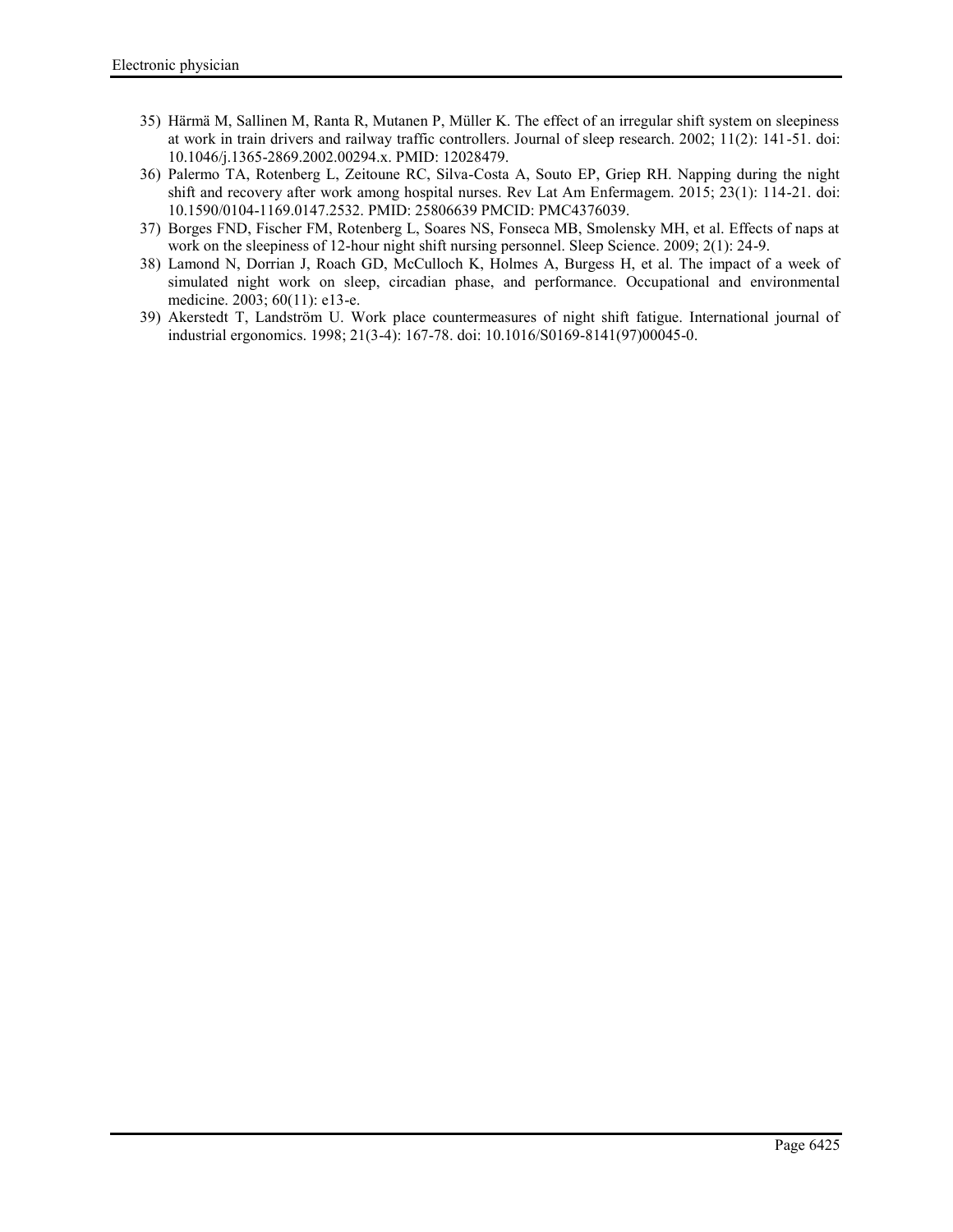35) Härmä M, Sallinen M, Ranta R, Mutanen P, Müller K. The effect of an irregular shift system on sleepiness at work in train drivers and railway traffic controllers. Journal of sleep research. 2002; 11(2): 141-51. doi: 10.1046/j.1365-2869.2002.00294.x. PMID: 12028479.
36) Palermo TA, Rotenberg L, Zeitoune RC, Silva-Costa A, Souto EP, Griep RH. Napping during the night shift and recovery after work among hospital nurses. Rev Lat Am Enfermagem. 2015; 23(1): 114-21. doi: 10.1590/0104-1169.0147.2532. PMID: 25806639 PMCID: PMC4376039.
37) Borges FND, Fischer FM, Rotenberg L, Soares NS, Fonseca MB, Smolensky MH, et al. Effects of naps at work on the sleepiness of 12-hour night shift nursing personnel. Sleep Science. 2009; 2(1): 24-9.
38) Lamond N, Dorrian J, Roach GD, McCulloch K, Holmes A, Burgess H, et al. The impact of a week of simulated night work on sleep, circadian phase, and performance. Occupational and environmental medicine. 2003; 60(11): e13-e.
39) Akerstedt T, Landström U. Work place countermeasures of night shift fatigue. International journal of industrial ergonomics. 1998; 21(3-4): 167-78. doi: 10.1016/S0169-8141(97)00045-0.